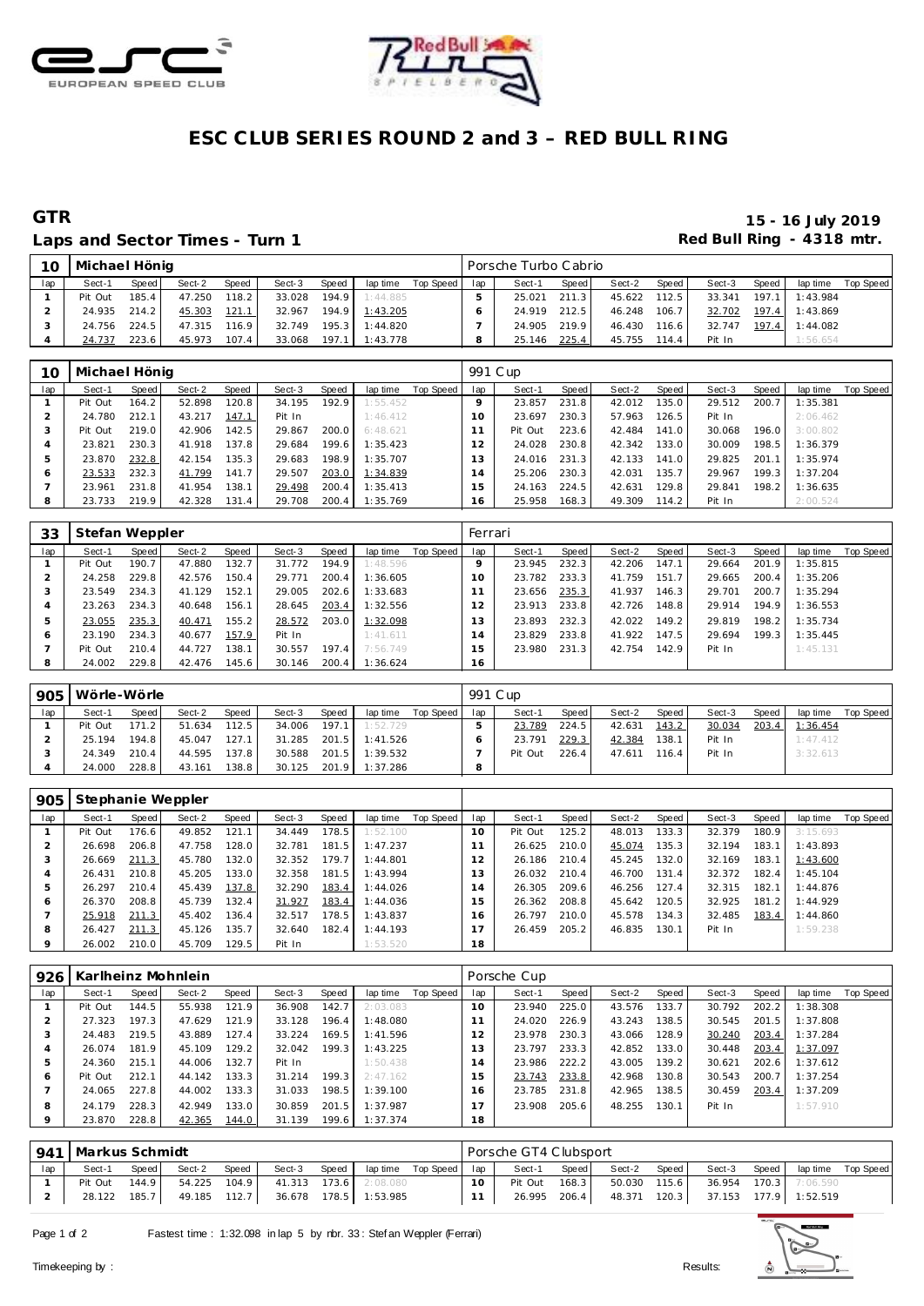# ESC CLUB SERIES ROUND 2 and 3 – RED BULL RING

## GTR

**15 - 16 July 2019**

### Laps and Sector Times - Turn 1

**Red Bull Ring - 4318 mtr.**

| 10 | Michael Hönig | | | | | | | | Porsche Turbo Cabrio | | | | | | | | |
|---|---|---|---|---|---|---|---|---|---|---|---|---|---|---|---|---|---|
| lap | Sect-1 | Speed | Sect-2 | Speed | Sect-3 | Speed | lap time | Top Speed | lap | Sect-1 | Speed | Sect-2 | Speed | Sect-3 | Speed | lap time | Top Speed |
| 1 | Pit Out | 185.4 | 47.250 | 118.2 | 33.028 | 194.9 | 1:44.885 | | 5 | 25.021 | 211.3 | 45.622 | 112.5 | 33.341 | 197.1 | 1:43.984 | |
| 2 | 24.935 | 214.2 | 45.303 | 121.1 | 32.967 | 194.9 | 1:43.205 | | 6 | 24.919 | 212.5 | 46.248 | 106.7 | 32.702 | 197.4 | 1:43.869 | |
| 3 | 24.756 | 224.5 | 47.315 | 116.9 | 32.749 | 195.3 | 1:44.820 | | 7 | 24.905 | 219.9 | 46.430 | 116.6 | 32.747 | 197.4 | 1:44.082 | |
| 4 | 24.737 | 223.6 | 45.973 | 107.4 | 33.068 | 197.1 | 1:43.778 | | 8 | 25.146 | 225.4 | 45.755 | 114.4 | Pit In | | 1:56.654 | |

| 10 | Michael Hönig | | | | | | | | 991 Cup | | | | | | | | |
|---|---|---|---|---|---|---|---|---|---|---|---|---|---|---|---|---|---|
| lap | Sect-1 | Speed | Sect-2 | Speed | Sect-3 | Speed | lap time | Top Speed | lap | Sect-1 | Speed | Sect-2 | Speed | Sect-3 | Speed | lap time | Top Speed |
| 1 | Pit Out | 164.2 | 52.898 | 120.8 | 34.195 | 192.9 | 1:55.452 | | 9 | 23.857 | 231.8 | 42.012 | 135.0 | 29.512 | 200.7 | 1:35.381 | |
| 2 | 24.780 | 212.1 | 43.217 | 147.1 | Pit In | | 1:46.412 | | 10 | 23.697 | 230.3 | 57.963 | 126.5 | Pit In | | 2:06.462 | |
| 3 | Pit Out | 219.0 | 42.906 | 142.5 | 29.867 | 200.0 | 6:48.621 | | 11 | Pit Out | 223.6 | 42.484 | 141.0 | 30.068 | 196.0 | 3:00.802 | |
| 4 | 23.821 | 230.3 | 41.918 | 137.8 | 29.684 | 199.6 | 1:35.423 | | 12 | 24.028 | 230.8 | 42.342 | 133.0 | 30.009 | 198.5 | 1:36.379 | |
| 5 | 23.870 | 232.8 | 42.154 | 135.3 | 29.683 | 198.9 | 1:35.707 | | 13 | 24.016 | 231.3 | 42.133 | 141.0 | 29.825 | 201.1 | 1:35.974 | |
| 6 | 23.533 | 232.3 | 41.799 | 141.7 | 29.507 | 203.0 | 1:34.839 | | 14 | 25.206 | 230.3 | 42.031 | 135.7 | 29.967 | 199.3 | 1:37.204 | |
| 7 | 23.961 | 231.8 | 41.954 | 138.1 | 29.498 | 200.4 | 1:35.413 | | 15 | 24.163 | 224.5 | 42.631 | 129.8 | 29.841 | 198.2 | 1:36.635 | |
| 8 | 23.733 | 219.9 | 42.328 | 131.4 | 29.708 | 200.4 | 1:35.769 | | 16 | 25.958 | 168.3 | 49.309 | 114.2 | Pit In | | 2:00.524 | |

| 33 | Stefan Weppler | | | | | | | | Ferrari | | | | | | | | |
|---|---|---|---|---|---|---|---|---|---|---|---|---|---|---|---|---|---|
| lap | Sect-1 | Speed | Sect-2 | Speed | Sect-3 | Speed | lap time | Top Speed | lap | Sect-1 | Speed | Sect-2 | Speed | Sect-3 | Speed | lap time | Top Speed |
| 1 | Pit Out | 190.7 | 47.880 | 132.7 | 31.772 | 194.9 | 1:48.596 | | 9 | 23.945 | 232.3 | 42.206 | 147.1 | 29.664 | 201.9 | 1:35.815 | |
| 2 | 24.258 | 229.8 | 42.576 | 150.4 | 29.771 | 200.4 | 1:36.605 | | 10 | 23.782 | 233.3 | 41.759 | 151.7 | 29.665 | 200.4 | 1:35.206 | |
| 3 | 23.549 | 234.3 | 41.129 | 152.1 | 29.005 | 202.6 | 1:33.683 | | 11 | 23.656 | 235.3 | 41.937 | 146.3 | 29.701 | 200.7 | 1:35.294 | |
| 4 | 23.263 | 234.3 | 40.648 | 156.1 | 28.645 | 203.4 | 1:32.556 | | 12 | 23.913 | 233.8 | 42.726 | 148.8 | 29.914 | 194.9 | 1:36.553 | |
| 5 | 23.055 | 235.3 | 40.471 | 155.2 | 28.572 | 203.0 | 1:32.098 | | 13 | 23.893 | 232.3 | 42.022 | 149.2 | 29.819 | 198.2 | 1:35.734 | |
| 6 | 23.190 | 234.3 | 40.677 | 157.9 | Pit In | | 1:41.611 | | 14 | 23.829 | 233.8 | 41.922 | 147.5 | 29.694 | 199.3 | 1:35.445 | |
| 7 | Pit Out | 210.4 | 44.727 | 138.1 | 30.557 | 197.4 | 7:56.749 | | 15 | 23.980 | 231.3 | 42.754 | 142.9 | Pit In | | 1:45.131 | |
| 8 | 24.002 | 229.8 | 42.476 | 145.6 | 30.146 | 200.4 | 1:36.624 | | 16 | | | | | | | | |

| 905 | Wörle-Wörle | | | | | | | | 991 Cup | | | | | | | | |
|---|---|---|---|---|---|---|---|---|---|---|---|---|---|---|---|---|---|
| lap | Sect-1 | Speed | Sect-2 | Speed | Sect-3 | Speed | lap time | Top Speed | lap | Sect-1 | Speed | Sect-2 | Speed | Sect-3 | Speed | lap time | Top Speed |
| 1 | Pit Out | 171.2 | 51.634 | 112.5 | 34.006 | 197.1 | 1:52.729 | | 5 | 23.789 | 224.5 | 42.631 | 143.2 | 30.034 | 203.4 | 1:36.454 | |
| 2 | 25.194 | 194.8 | 45.047 | 127.1 | 31.285 | 201.5 | 1:41.526 | | 6 | 23.791 | 229.3 | 42.384 | 138.1 | Pit In | | 1:47.412 | |
| 3 | 24.349 | 210.4 | 44.595 | 137.8 | 30.588 | 201.5 | 1:39.532 | | 7 | Pit Out | 226.4 | 47.611 | 116.4 | Pit In | | 3:32.613 | |
| 4 | 24.000 | 228.8 | 43.161 | 138.8 | 30.125 | 201.9 | 1:37.286 | | 8 | | | | | | | | |

| 905 | Stephanie Weppler | | | | | | | | | | | | | | | | |
|---|---|---|---|---|---|---|---|---|---|---|---|---|---|---|---|---|---|
| lap | Sect-1 | Speed | Sect-2 | Speed | Sect-3 | Speed | lap time | Top Speed | lap | Sect-1 | Speed | Sect-2 | Speed | Sect-3 | Speed | lap time | Top Speed |
| 1 | Pit Out | 176.6 | 49.852 | 121.1 | 34.449 | 178.5 | 1:52.100 | | 10 | Pit Out | 125.2 | 48.013 | 133.3 | 32.379 | 180.9 | 3:15.693 | |
| 2 | 26.698 | 206.8 | 47.758 | 128.0 | 32.781 | 181.5 | 1:47.237 | | 11 | 26.625 | 210.0 | 45.074 | 135.3 | 32.194 | 183.1 | 1:43.893 | |
| 3 | 26.669 | 211.3 | 45.780 | 132.0 | 32.352 | 179.7 | 1:44.801 | | 12 | 26.186 | 210.4 | 45.245 | 132.0 | 32.169 | 183.1 | 1:43.600 | |
| 4 | 26.431 | 210.8 | 45.205 | 133.0 | 32.358 | 181.5 | 1:43.994 | | 13 | 26.032 | 210.4 | 46.700 | 131.4 | 32.372 | 182.4 | 1:45.104 | |
| 5 | 26.297 | 210.4 | 45.439 | 137.8 | 32.290 | 183.4 | 1:44.026 | | 14 | 26.305 | 209.6 | 46.256 | 127.4 | 32.315 | 182.1 | 1:44.876 | |
| 6 | 26.370 | 208.8 | 45.739 | 132.4 | 31.927 | 183.4 | 1:44.036 | | 15 | 26.362 | 208.8 | 45.642 | 120.5 | 32.925 | 181.2 | 1:44.929 | |
| 7 | 25.918 | 211.3 | 45.402 | 136.4 | 32.517 | 178.5 | 1:43.837 | | 16 | 26.797 | 210.0 | 45.578 | 134.3 | 32.485 | 183.4 | 1:44.860 | |
| 8 | 26.427 | 211.3 | 45.126 | 135.7 | 32.640 | 182.4 | 1:44.193 | | 17 | 26.459 | 205.2 | 46.835 | 130.1 | Pit In | | 1:59.238 | |
| 9 | 26.002 | 210.0 | 45.709 | 129.5 | Pit In | | 1:53.520 | | 18 | | | | | | | | |

| 926 | Karlheinz Mohnlein | | | | | | | | Porsche Cup | | | | | | | | |
|---|---|---|---|---|---|---|---|---|---|---|---|---|---|---|---|---|---|
| lap | Sect-1 | Speed | Sect-2 | Speed | Sect-3 | Speed | lap time | Top Speed | lap | Sect-1 | Speed | Sect-2 | Speed | Sect-3 | Speed | lap time | Top Speed |
| 1 | Pit Out | 144.5 | 55.938 | 121.9 | 36.908 | 142.7 | 2:03.083 | | 10 | 23.940 | 225.0 | 43.576 | 133.7 | 30.792 | 202.2 | 1:38.308 | |
| 2 | 27.323 | 197.3 | 47.629 | 121.9 | 33.128 | 196.4 | 1:48.080 | | 11 | 24.020 | 226.9 | 43.243 | 138.5 | 30.545 | 201.5 | 1:37.808 | |
| 3 | 24.483 | 219.5 | 43.889 | 127.4 | 33.224 | 169.5 | 1:41.596 | | 12 | 23.978 | 230.3 | 43.066 | 128.9 | 30.240 | 203.4 | 1:37.284 | |
| 4 | 26.074 | 181.9 | 45.109 | 129.2 | 32.042 | 199.3 | 1:43.225 | | 13 | 23.797 | 233.3 | 42.852 | 133.0 | 30.448 | 203.4 | 1:37.097 | |
| 5 | 24.360 | 215.1 | 44.006 | 132.7 | Pit In | | 1:50.438 | | 14 | 23.986 | 222.2 | 43.005 | 139.2 | 30.621 | 202.6 | 1:37.612 | |
| 6 | Pit Out | 212.1 | 44.142 | 133.3 | 31.214 | 199.3 | 2:47.162 | | 15 | 23.743 | 233.8 | 42.968 | 130.8 | 30.543 | 200.7 | 1:37.254 | |
| 7 | 24.065 | 227.8 | 44.002 | 133.3 | 31.033 | 198.5 | 1:39.100 | | 16 | 23.785 | 231.8 | 42.965 | 138.5 | 30.459 | 203.4 | 1:37.209 | |
| 8 | 24.179 | 228.3 | 42.949 | 133.0 | 30.859 | 201.5 | 1:37.987 | | 17 | 23.908 | 205.6 | 48.255 | 130.1 | Pit In | | 1:57.910 | |
| 9 | 23.870 | 228.8 | 42.365 | 144.0 | 31.139 | 199.6 | 1:37.374 | | 18 | | | | | | | | |

| 941 | Markus Schmidt | | | | | | | | Porsche GT4 Clubsport | | | | | | | | |
|---|---|---|---|---|---|---|---|---|---|---|---|---|---|---|---|---|---|
| lap | Sect-1 | Speed | Sect-2 | Speed | Sect-3 | Speed | lap time | Top Speed | lap | Sect-1 | Speed | Sect-2 | Speed | Sect-3 | Speed | lap time | Top Speed |
| 1 | Pit Out | 144.9 | 54.225 | 104.9 | 41.313 | 173.6 | 2:08.080 | | 10 | Pit Out | 168.3 | 50.030 | 115.6 | 36.954 | 170.3 | 7:06.590 | |
| 2 | 28.122 | 185.7 | 49.185 | 112.7 | 36.678 | 178.5 | 1:53.985 | | 11 | 26.995 | 206.4 | 48.371 | 120.3 | 37.153 | 177.9 | 1:52.519 | |

Fastest time : 1:32.098 in lap 5 by nbr. 33 : Stefan Weppler (Ferrari)

Timekeeping by : Results: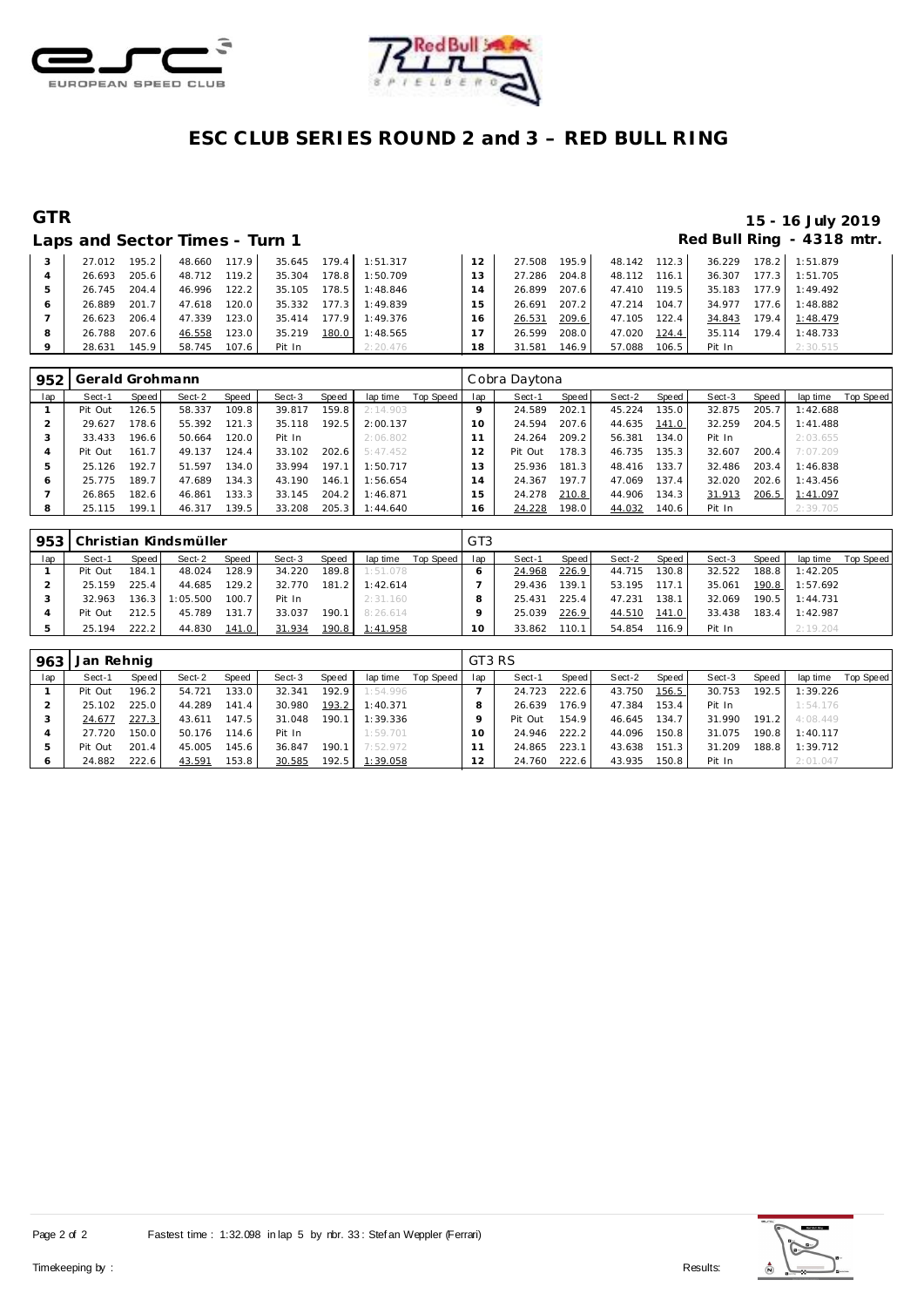# ESC CLUB SERIES ROUND 2 and 3 – RED BULL RING

## GTR

### Laps and Sector Times - Turn 1

15 - 16 July 2019
Red Bull Ring - 4318 mtr.

| lap | Sect-1 | Speed | Sect-2 | Speed | Sect-3 | Speed | lap time | Top Speed | lap | Sect-1 | Speed | Sect-2 | Speed | Sect-3 | Speed | lap time | Top Speed |
|---|---|---|---|---|---|---|---|---|---|---|---|---|---|---|---|---|---|
| 3 | 27.012 | 195.2 | 48.660 | 117.9 | 35.645 | 179.4 | 1:51.317 | | 12 | 27.508 | 195.9 | 48.142 | 112.3 | 36.229 | 178.2 | 1:51.879 | |
| 4 | 26.693 | 205.6 | 48.712 | 119.2 | 35.304 | 178.8 | 1:50.709 | | 13 | 27.286 | 204.8 | 48.112 | 116.1 | 36.307 | 177.3 | 1:51.705 | |
| 5 | 26.745 | 204.4 | 46.996 | 122.2 | 35.105 | 178.5 | 1:48.846 | | 14 | 26.899 | 207.6 | 47.410 | 119.5 | 35.183 | 177.9 | 1:49.492 | |
| 6 | 26.889 | 201.7 | 47.618 | 120.0 | 35.332 | 177.3 | 1:49.839 | | 15 | 26.691 | 207.2 | 47.214 | 104.7 | 34.977 | 177.6 | 1:48.882 | |
| 7 | 26.623 | 206.4 | 47.339 | 123.0 | 35.414 | 177.9 | 1:49.376 | | 16 | 26.531 | 209.6 | 47.105 | 122.4 | 34.843 | 179.4 | 1:48.479 | |
| 8 | 26.788 | 207.6 | 46.558 | 123.0 | 35.219 | 180.0 | 1:48.565 | | 17 | 26.599 | 208.0 | 47.020 | 124.4 | 35.114 | 179.4 | 1:48.733 | |
| 9 | 28.631 | 145.9 | 58.745 | 107.6 | Pit In | | 2:20.476 | | 18 | 31.581 | 146.9 | 57.088 | 106.5 | Pit In | | 2:30.515 | |

**952 Gerald Grohmann** — Cobra Daytona

| lap | Sect-1 | Speed | Sect-2 | Speed | Sect-3 | Speed | lap time | Top Speed | lap | Sect-1 | Speed | Sect-2 | Speed | Sect-3 | Speed | lap time | Top Speed |
|---|---|---|---|---|---|---|---|---|---|---|---|---|---|---|---|---|---|
| 1 | Pit Out | 126.5 | 58.337 | 109.8 | 39.817 | 159.8 | 2:14.903 | | 9 | 24.589 | 202.1 | 45.224 | 135.0 | 32.875 | 205.7 | 1:42.688 | |
| 2 | 29.627 | 178.6 | 55.392 | 121.3 | 35.118 | 192.5 | 2:00.137 | | 10 | 24.594 | 207.6 | 44.635 | 141.0 | 32.259 | 204.5 | 1:41.488 | |
| 3 | 33.433 | 196.6 | 50.664 | 120.0 | Pit In | | 2:06.802 | | 11 | 24.264 | 209.2 | 56.381 | 134.0 | Pit In | | 2:03.655 | |
| 4 | Pit Out | 161.7 | 49.137 | 124.4 | 33.102 | 202.6 | 5:47.452 | | 12 | Pit Out | 178.3 | 46.735 | 135.3 | 32.607 | 200.4 | 7:07.209 | |
| 5 | 25.126 | 192.7 | 51.597 | 134.0 | 33.994 | 197.1 | 1:50.717 | | 13 | 25.936 | 181.3 | 48.416 | 133.7 | 32.486 | 203.4 | 1:46.838 | |
| 6 | 25.775 | 189.7 | 47.689 | 134.3 | 43.190 | 146.1 | 1:56.654 | | 14 | 24.367 | 197.7 | 47.069 | 137.4 | 32.020 | 202.6 | 1:43.456 | |
| 7 | 26.865 | 182.6 | 46.861 | 133.3 | 33.145 | 204.2 | 1:46.871 | | 15 | 24.278 | 210.8 | 44.906 | 134.3 | 31.913 | 206.5 | 1:41.097 | |
| 8 | 25.115 | 199.1 | 46.317 | 139.5 | 33.208 | 205.3 | 1:44.640 | | 16 | 24.228 | 198.0 | 44.032 | 140.6 | Pit In | | 2:39.705 | |

**953 Christian Kindsmüller** — GT3

| lap | Sect-1 | Speed | Sect-2 | Speed | Sect-3 | Speed | lap time | Top Speed | lap | Sect-1 | Speed | Sect-2 | Speed | Sect-3 | Speed | lap time | Top Speed |
|---|---|---|---|---|---|---|---|---|---|---|---|---|---|---|---|---|---|
| 1 | Pit Out | 184.1 | 48.024 | 128.9 | 34.220 | 189.8 | 1:51.078 | | 6 | 24.968 | 226.9 | 44.715 | 130.8 | 32.522 | 188.8 | 1:42.205 | |
| 2 | 25.159 | 225.4 | 44.685 | 129.2 | 32.770 | 181.2 | 1:42.614 | | 7 | 29.436 | 139.1 | 53.195 | 117.1 | 35.061 | 190.8 | 1:57.692 | |
| 3 | 32.963 | 136.3 | 1:05.500 | 100.7 | Pit In | | 2:31.160 | | 8 | 25.431 | 225.4 | 47.231 | 138.1 | 32.069 | 190.5 | 1:44.731 | |
| 4 | Pit Out | 212.5 | 45.789 | 131.7 | 33.037 | 190.1 | 8:26.614 | | 9 | 25.039 | 226.9 | 44.510 | 141.0 | 33.438 | 183.4 | 1:42.987 | |
| 5 | 25.194 | 222.2 | 44.830 | 141.0 | 31.934 | 190.8 | 1:41.958 | | 10 | 33.862 | 110.1 | 54.854 | 116.9 | Pit In | | 2:19.204 | |

**963 Jan Rehnig** — GT3 RS

| lap | Sect-1 | Speed | Sect-2 | Speed | Sect-3 | Speed | lap time | Top Speed | lap | Sect-1 | Speed | Sect-2 | Speed | Sect-3 | Speed | lap time | Top Speed |
|---|---|---|---|---|---|---|---|---|---|---|---|---|---|---|---|---|---|
| 1 | Pit Out | 196.2 | 54.721 | 133.0 | 32.341 | 192.9 | 1:54.996 | | 7 | 24.723 | 222.6 | 43.750 | 156.5 | 30.753 | 192.5 | 1:39.226 | |
| 2 | 25.102 | 225.0 | 44.289 | 141.4 | 30.980 | 193.2 | 1:40.371 | | 8 | 26.639 | 176.9 | 47.384 | 153.4 | Pit In | | 1:54.176 | |
| 3 | 24.677 | 227.3 | 43.611 | 147.5 | 31.048 | 190.1 | 1:39.336 | | 9 | Pit Out | 154.9 | 46.645 | 134.7 | 31.990 | 191.2 | 4:08.449 | |
| 4 | 27.720 | 150.0 | 50.176 | 114.6 | Pit In | | 1:59.701 | | 10 | 24.946 | 222.2 | 44.096 | 150.8 | 31.075 | 190.8 | 1:40.117 | |
| 5 | Pit Out | 201.4 | 45.005 | 145.6 | 36.847 | 190.1 | 7:52.972 | | 11 | 24.865 | 223.1 | 43.638 | 151.3 | 31.209 | 188.8 | 1:39.712 | |
| 6 | 24.882 | 222.6 | 43.591 | 153.8 | 30.585 | 192.5 | 1:39.058 | | 12 | 24.760 | 222.6 | 43.935 | 150.8 | Pit In | | 2:01.047 | |

Fastest time : 1:32.098 in lap 5 by nbr. 33 : Stefan Weppler (Ferrari)

Timekeeping by :

Results: